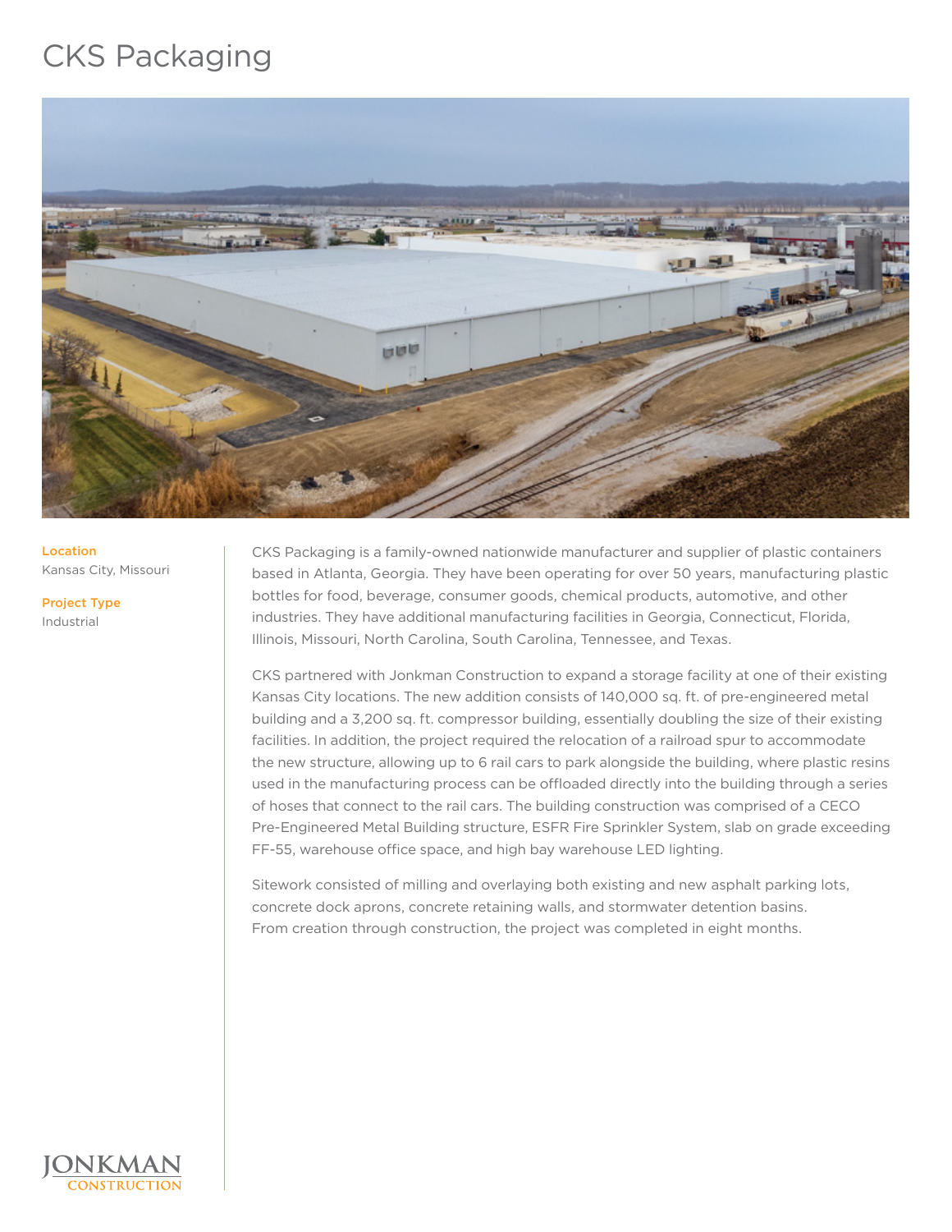# CKS Packaging

**Location**
Kansas City, Missouri

**Project Type**
Industrial

CKS Packaging is a family-owned nationwide manufacturer and supplier of plastic containers based in Atlanta, Georgia. They have been operating for over 50 years, manufacturing plastic bottles for food, beverage, consumer goods, chemical products, automotive, and other industries. They have additional manufacturing facilities in Georgia, Connecticut, Florida, Illinois, Missouri, North Carolina, South Carolina, Tennessee, and Texas.

CKS partnered with Jonkman Construction to expand a storage facility at one of their existing Kansas City locations. The new addition consists of 140,000 sq. ft. of pre-engineered metal building and a 3,200 sq. ft. compressor building, essentially doubling the size of their existing facilities. In addition, the project required the relocation of a railroad spur to accommodate the new structure, allowing up to 6 rail cars to park alongside the building, where plastic resins used in the manufacturing process can be offloaded directly into the building through a series of hoses that connect to the rail cars. The building construction was comprised of a CECO Pre-Engineered Metal Building structure, ESFR Fire Sprinkler System, slab on grade exceeding FF-55, warehouse office space, and high bay warehouse LED lighting.

Sitework consisted of milling and overlaying both existing and new asphalt parking lots, concrete dock aprons, concrete retaining walls, and stormwater detention basins. From creation through construction, the project was completed in eight months.

JONKMAN CONSTRUCTION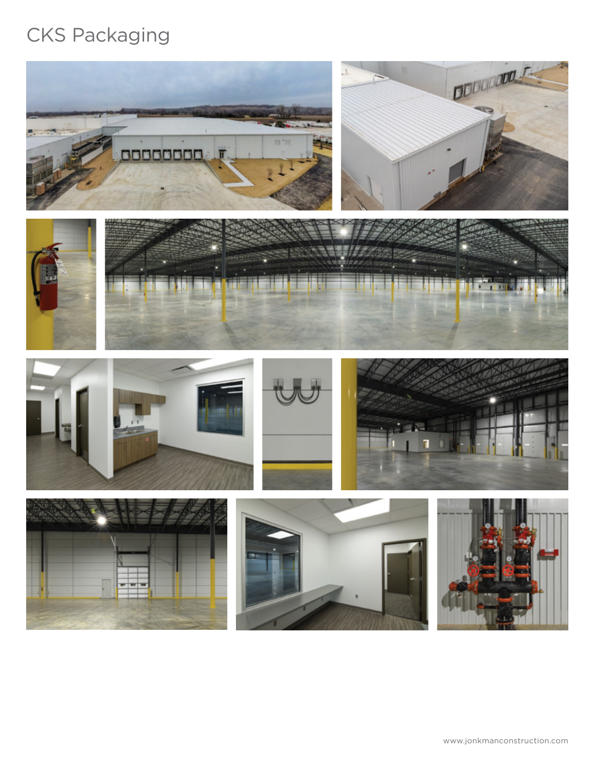# CKS Packaging

www.jonkmanconstruction.com